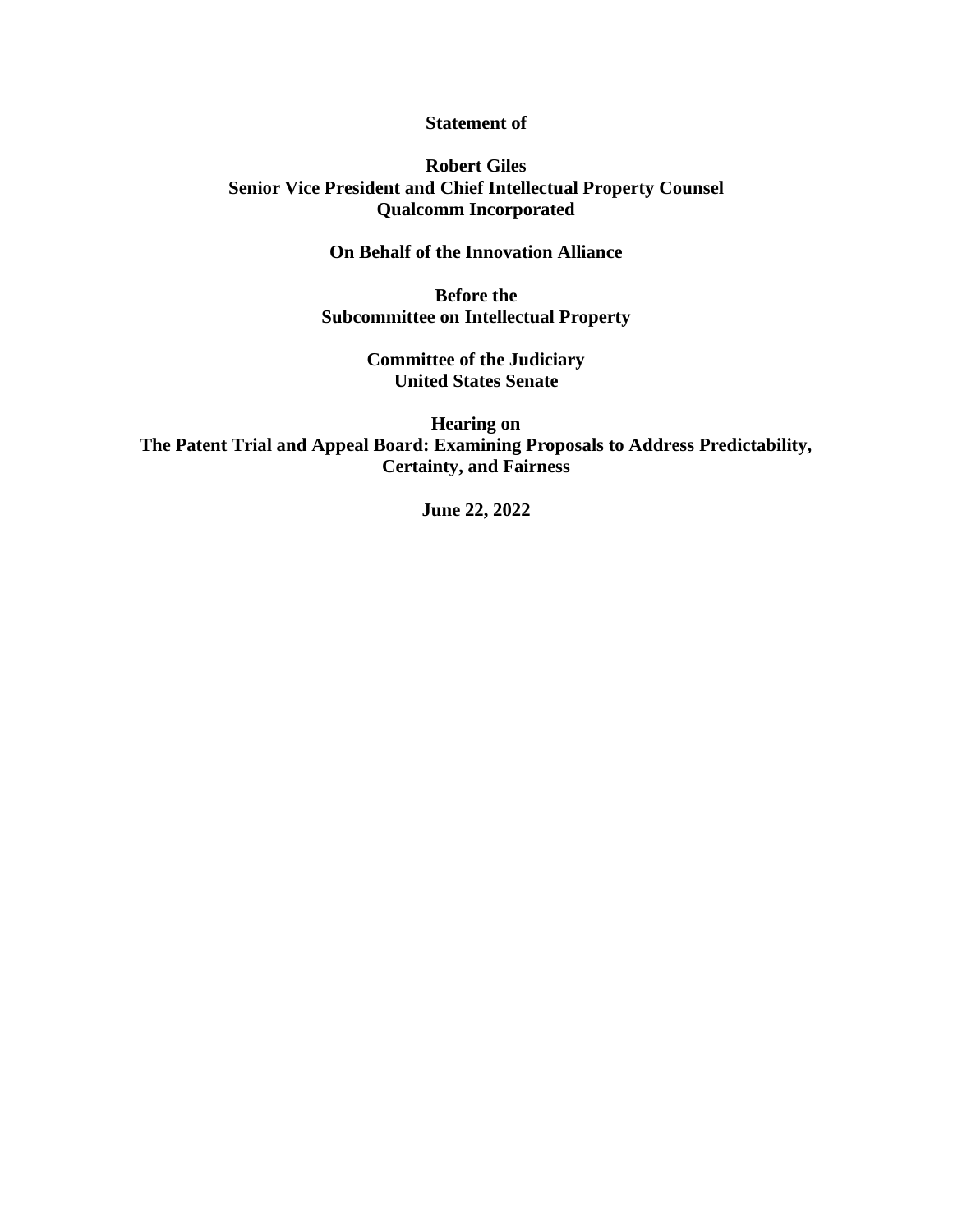**Statement of**

**Robert Giles**
**Senior Vice President and Chief Intellectual Property Counsel**
**Qualcomm Incorporated**

**On Behalf of the Innovation Alliance**

**Before the**
**Subcommittee on Intellectual Property**

**Committee of the Judiciary**
**United States Senate**

**Hearing on**
**The Patent Trial and Appeal Board: Examining Proposals to Address Predictability, Certainty, and Fairness**

**June 22, 2022**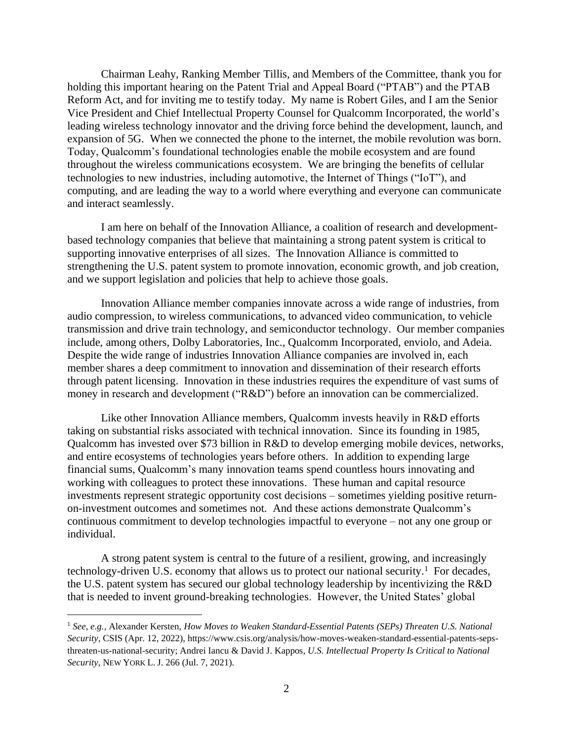Chairman Leahy, Ranking Member Tillis, and Members of the Committee, thank you for holding this important hearing on the Patent Trial and Appeal Board ("PTAB") and the PTAB Reform Act, and for inviting me to testify today. My name is Robert Giles, and I am the Senior Vice President and Chief Intellectual Property Counsel for Qualcomm Incorporated, the world's leading wireless technology innovator and the driving force behind the development, launch, and expansion of 5G. When we connected the phone to the internet, the mobile revolution was born. Today, Qualcomm's foundational technologies enable the mobile ecosystem and are found throughout the wireless communications ecosystem. We are bringing the benefits of cellular technologies to new industries, including automotive, the Internet of Things ("IoT"), and computing, and are leading the way to a world where everything and everyone can communicate and interact seamlessly.

I am here on behalf of the Innovation Alliance, a coalition of research and development-based technology companies that believe that maintaining a strong patent system is critical to supporting innovative enterprises of all sizes. The Innovation Alliance is committed to strengthening the U.S. patent system to promote innovation, economic growth, and job creation, and we support legislation and policies that help to achieve those goals.

Innovation Alliance member companies innovate across a wide range of industries, from audio compression, to wireless communications, to advanced video communication, to vehicle transmission and drive train technology, and semiconductor technology. Our member companies include, among others, Dolby Laboratories, Inc., Qualcomm Incorporated, enviolo, and Adeia. Despite the wide range of industries Innovation Alliance companies are involved in, each member shares a deep commitment to innovation and dissemination of their research efforts through patent licensing. Innovation in these industries requires the expenditure of vast sums of money in research and development ("R&D") before an innovation can be commercialized.

Like other Innovation Alliance members, Qualcomm invests heavily in R&D efforts taking on substantial risks associated with technical innovation. Since its founding in 1985, Qualcomm has invested over $73 billion in R&D to develop emerging mobile devices, networks, and entire ecosystems of technologies years before others. In addition to expending large financial sums, Qualcomm's many innovation teams spend countless hours innovating and working with colleagues to protect these innovations. These human and capital resource investments represent strategic opportunity cost decisions – sometimes yielding positive return-on-investment outcomes and sometimes not. And these actions demonstrate Qualcomm's continuous commitment to develop technologies impactful to everyone – not any one group or individual.

A strong patent system is central to the future of a resilient, growing, and increasingly technology-driven U.S. economy that allows us to protect our national security.[1] For decades, the U.S. patent system has secured our global technology leadership by incentivizing the R&D that is needed to invent ground-breaking technologies. However, the United States' global

[1] *See, e.g.*, Alexander Kersten, *How Moves to Weaken Standard-Essential Patents (SEPs) Threaten U.S. National Security*, CSIS (Apr. 12, 2022), https://www.csis.org/analysis/how-moves-weaken-standard-essential-patents-seps-threaten-us-national-security; Andrei Iancu & David J. Kappos, *U.S. Intellectual Property Is Critical to National Security*, NEW YORK L. J. 266 (Jul. 7, 2021).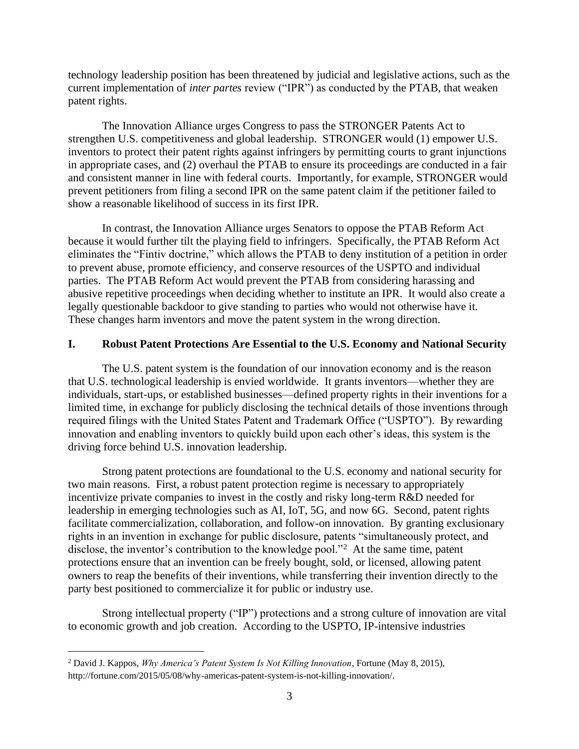technology leadership position has been threatened by judicial and legislative actions, such as the current implementation of *inter partes* review ("IPR") as conducted by the PTAB, that weaken patent rights.

The Innovation Alliance urges Congress to pass the STRONGER Patents Act to strengthen U.S. competitiveness and global leadership. STRONGER would (1) empower U.S. inventors to protect their patent rights against infringers by permitting courts to grant injunctions in appropriate cases, and (2) overhaul the PTAB to ensure its proceedings are conducted in a fair and consistent manner in line with federal courts. Importantly, for example, STRONGER would prevent petitioners from filing a second IPR on the same patent claim if the petitioner failed to show a reasonable likelihood of success in its first IPR.

In contrast, the Innovation Alliance urges Senators to oppose the PTAB Reform Act because it would further tilt the playing field to infringers. Specifically, the PTAB Reform Act eliminates the "Fintiv doctrine," which allows the PTAB to deny institution of a petition in order to prevent abuse, promote efficiency, and conserve resources of the USPTO and individual parties. The PTAB Reform Act would prevent the PTAB from considering harassing and abusive repetitive proceedings when deciding whether to institute an IPR. It would also create a legally questionable backdoor to give standing to parties who would not otherwise have it. These changes harm inventors and move the patent system in the wrong direction.

## I. Robust Patent Protections Are Essential to the U.S. Economy and National Security

The U.S. patent system is the foundation of our innovation economy and is the reason that U.S. technological leadership is envied worldwide. It grants inventors—whether they are individuals, start-ups, or established businesses—defined property rights in their inventions for a limited time, in exchange for publicly disclosing the technical details of those inventions through required filings with the United States Patent and Trademark Office ("USPTO"). By rewarding innovation and enabling inventors to quickly build upon each other's ideas, this system is the driving force behind U.S. innovation leadership.

Strong patent protections are foundational to the U.S. economy and national security for two main reasons. First, a robust patent protection regime is necessary to appropriately incentivize private companies to invest in the costly and risky long-term R&D needed for leadership in emerging technologies such as AI, IoT, 5G, and now 6G. Second, patent rights facilitate commercialization, collaboration, and follow-on innovation. By granting exclusionary rights in an invention in exchange for public disclosure, patents "simultaneously protect, and disclose, the inventor's contribution to the knowledge pool."[2] At the same time, patent protections ensure that an invention can be freely bought, sold, or licensed, allowing patent owners to reap the benefits of their inventions, while transferring their invention directly to the party best positioned to commercialize it for public or industry use.

Strong intellectual property ("IP") protections and a strong culture of innovation are vital to economic growth and job creation. According to the USPTO, IP-intensive industries

---

[2] David J. Kappos, *Why America's Patent System Is Not Killing Innovation*, Fortune (May 8, 2015), http://fortune.com/2015/05/08/why-americas-patent-system-is-not-killing-innovation/.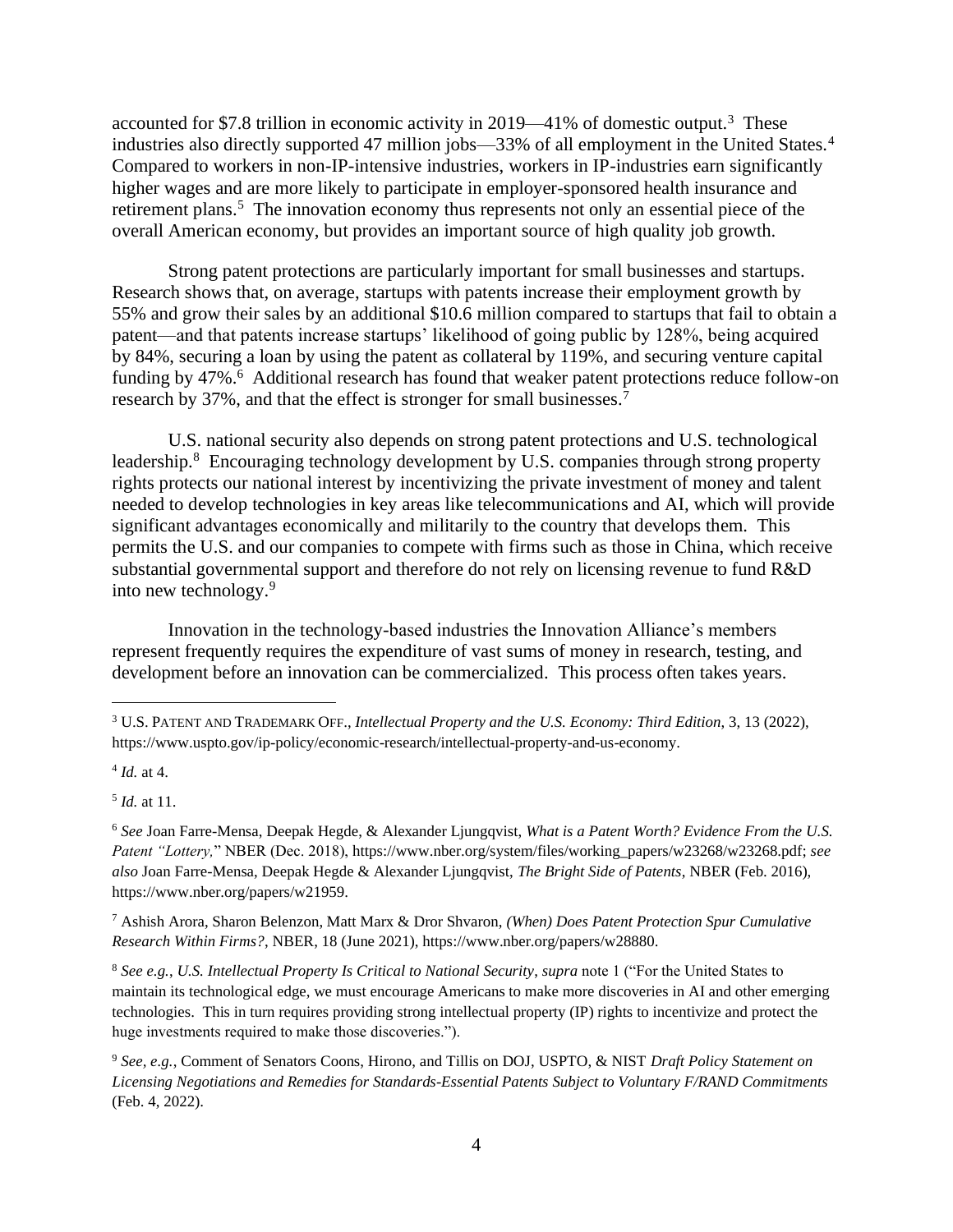accounted for $7.8 trillion in economic activity in 2019—41% of domestic output.[3] These industries also directly supported 47 million jobs—33% of all employment in the United States.[4] Compared to workers in non-IP-intensive industries, workers in IP-industries earn significantly higher wages and are more likely to participate in employer-sponsored health insurance and retirement plans.[5] The innovation economy thus represents not only an essential piece of the overall American economy, but provides an important source of high quality job growth.

Strong patent protections are particularly important for small businesses and startups. Research shows that, on average, startups with patents increase their employment growth by 55% and grow their sales by an additional $10.6 million compared to startups that fail to obtain a patent—and that patents increase startups' likelihood of going public by 128%, being acquired by 84%, securing a loan by using the patent as collateral by 119%, and securing venture capital funding by 47%.[6] Additional research has found that weaker patent protections reduce follow-on research by 37%, and that the effect is stronger for small businesses.[7]

U.S. national security also depends on strong patent protections and U.S. technological leadership.[8] Encouraging technology development by U.S. companies through strong property rights protects our national interest by incentivizing the private investment of money and talent needed to develop technologies in key areas like telecommunications and AI, which will provide significant advantages economically and militarily to the country that develops them. This permits the U.S. and our companies to compete with firms such as those in China, which receive substantial governmental support and therefore do not rely on licensing revenue to fund R&D into new technology.[9]

Innovation in the technology-based industries the Innovation Alliance's members represent frequently requires the expenditure of vast sums of money in research, testing, and development before an innovation can be commercialized. This process often takes years.

---

[3] U.S. Patent and Trademark Off., *Intellectual Property and the U.S. Economy: Third Edition*, 3, 13 (2022), https://www.uspto.gov/ip-policy/economic-research/intellectual-property-and-us-economy.

[4] *Id.* at 4.

[5] *Id.* at 11.

[6] *See* Joan Farre-Mensa, Deepak Hegde, & Alexander Ljungqvist, *What is a Patent Worth? Evidence From the U.S. Patent "Lottery,"* NBER (Dec. 2018), https://www.nber.org/system/files/working_papers/w23268/w23268.pdf; *see also* Joan Farre-Mensa, Deepak Hegde & Alexander Ljungqvist, *The Bright Side of Patents*, NBER (Feb. 2016), https://www.nber.org/papers/w21959.

[7] Ashish Arora, Sharon Belenzon, Matt Marx & Dror Shvaron, *(When) Does Patent Protection Spur Cumulative Research Within Firms?*, NBER, 18 (June 2021), https://www.nber.org/papers/w28880.

[8] *See e.g.*, *U.S. Intellectual Property Is Critical to National Security*, *supra* note 1 ("For the United States to maintain its technological edge, we must encourage Americans to make more discoveries in AI and other emerging technologies. This in turn requires providing strong intellectual property (IP) rights to incentivize and protect the huge investments required to make those discoveries.").

[9] *See, e.g.*, Comment of Senators Coons, Hirono, and Tillis on DOJ, USPTO, & NIST *Draft Policy Statement on Licensing Negotiations and Remedies for Standards-Essential Patents Subject to Voluntary F/RAND Commitments* (Feb. 4, 2022).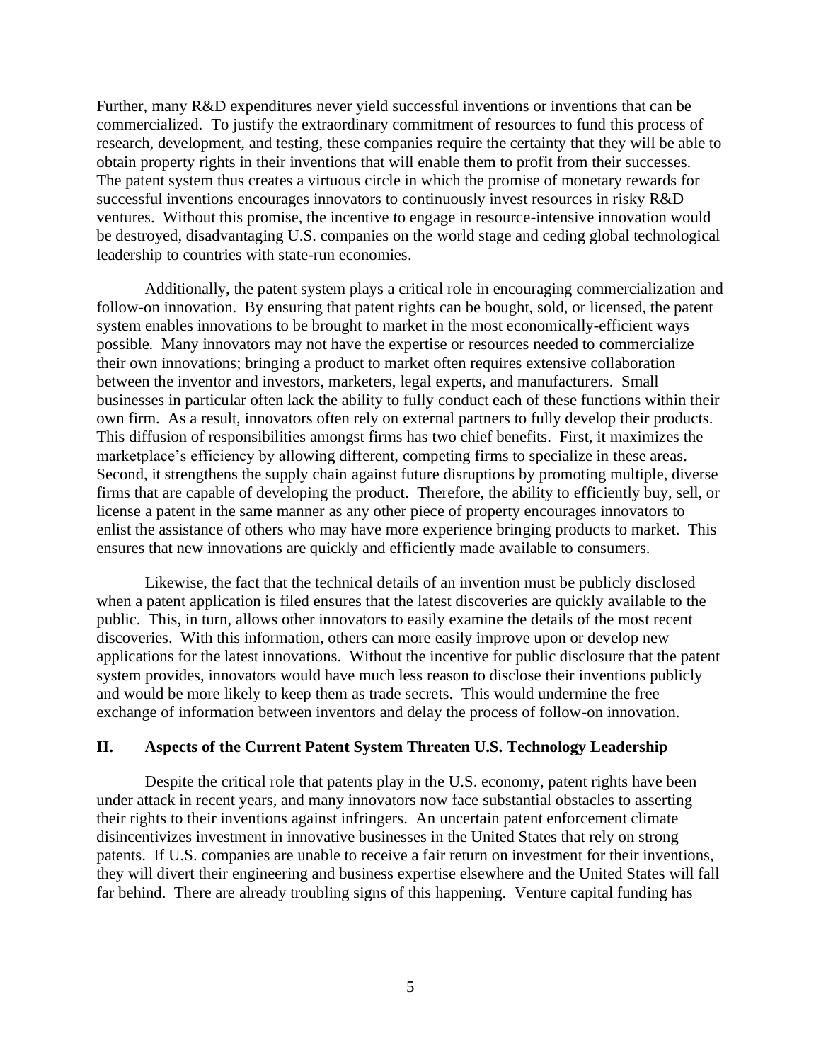Further, many R&D expenditures never yield successful inventions or inventions that can be commercialized. To justify the extraordinary commitment of resources to fund this process of research, development, and testing, these companies require the certainty that they will be able to obtain property rights in their inventions that will enable them to profit from their successes. The patent system thus creates a virtuous circle in which the promise of monetary rewards for successful inventions encourages innovators to continuously invest resources in risky R&D ventures. Without this promise, the incentive to engage in resource-intensive innovation would be destroyed, disadvantaging U.S. companies on the world stage and ceding global technological leadership to countries with state-run economies.

Additionally, the patent system plays a critical role in encouraging commercialization and follow-on innovation. By ensuring that patent rights can be bought, sold, or licensed, the patent system enables innovations to be brought to market in the most economically-efficient ways possible. Many innovators may not have the expertise or resources needed to commercialize their own innovations; bringing a product to market often requires extensive collaboration between the inventor and investors, marketers, legal experts, and manufacturers. Small businesses in particular often lack the ability to fully conduct each of these functions within their own firm. As a result, innovators often rely on external partners to fully develop their products. This diffusion of responsibilities amongst firms has two chief benefits. First, it maximizes the marketplace's efficiency by allowing different, competing firms to specialize in these areas. Second, it strengthens the supply chain against future disruptions by promoting multiple, diverse firms that are capable of developing the product. Therefore, the ability to efficiently buy, sell, or license a patent in the same manner as any other piece of property encourages innovators to enlist the assistance of others who may have more experience bringing products to market. This ensures that new innovations are quickly and efficiently made available to consumers.

Likewise, the fact that the technical details of an invention must be publicly disclosed when a patent application is filed ensures that the latest discoveries are quickly available to the public. This, in turn, allows other innovators to easily examine the details of the most recent discoveries. With this information, others can more easily improve upon or develop new applications for the latest innovations. Without the incentive for public disclosure that the patent system provides, innovators would have much less reason to disclose their inventions publicly and would be more likely to keep them as trade secrets. This would undermine the free exchange of information between inventors and delay the process of follow-on innovation.

## II. Aspects of the Current Patent System Threaten U.S. Technology Leadership

Despite the critical role that patents play in the U.S. economy, patent rights have been under attack in recent years, and many innovators now face substantial obstacles to asserting their rights to their inventions against infringers. An uncertain patent enforcement climate disincentivizes investment in innovative businesses in the United States that rely on strong patents. If U.S. companies are unable to receive a fair return on investment for their inventions, they will divert their engineering and business expertise elsewhere and the United States will fall far behind. There are already troubling signs of this happening. Venture capital funding has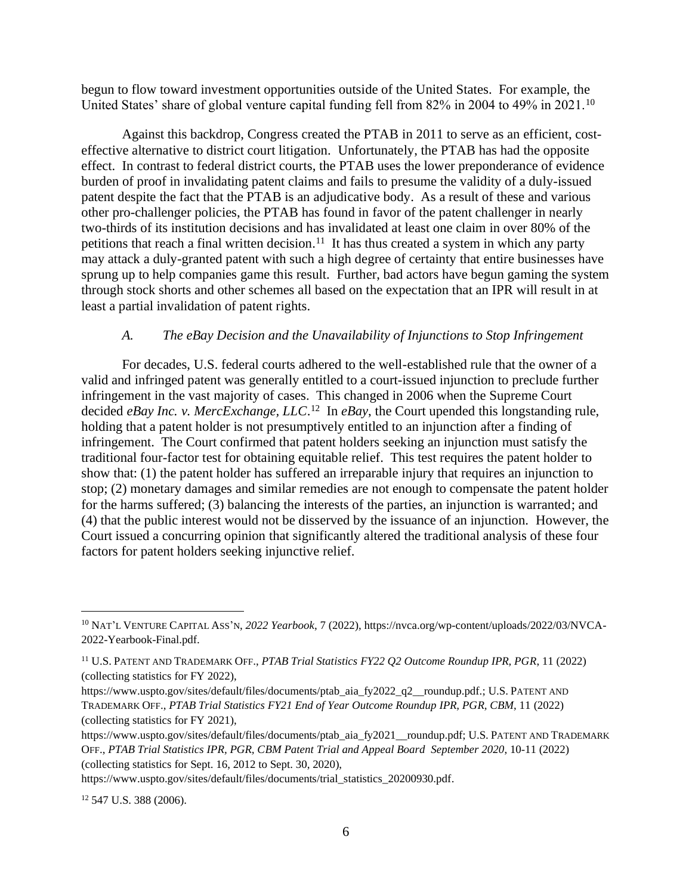begun to flow toward investment opportunities outside of the United States. For example, the United States' share of global venture capital funding fell from 82% in 2004 to 49% in 2021.[10]

Against this backdrop, Congress created the PTAB in 2011 to serve as an efficient, cost-effective alternative to district court litigation. Unfortunately, the PTAB has had the opposite effect. In contrast to federal district courts, the PTAB uses the lower preponderance of evidence burden of proof in invalidating patent claims and fails to presume the validity of a duly-issued patent despite the fact that the PTAB is an adjudicative body. As a result of these and various other pro-challenger policies, the PTAB has found in favor of the patent challenger in nearly two-thirds of its institution decisions and has invalidated at least one claim in over 80% of the petitions that reach a final written decision.[11] It has thus created a system in which any party may attack a duly-granted patent with such a high degree of certainty that entire businesses have sprung up to help companies game this result. Further, bad actors have begun gaming the system through stock shorts and other schemes all based on the expectation that an IPR will result in at least a partial invalidation of patent rights.

### *A. The eBay Decision and the Unavailability of Injunctions to Stop Infringement*

For decades, U.S. federal courts adhered to the well-established rule that the owner of a valid and infringed patent was generally entitled to a court-issued injunction to preclude further infringement in the vast majority of cases. This changed in 2006 when the Supreme Court decided *eBay Inc. v. MercExchange, LLC*.[12] In *eBay*, the Court upended this longstanding rule, holding that a patent holder is not presumptively entitled to an injunction after a finding of infringement. The Court confirmed that patent holders seeking an injunction must satisfy the traditional four-factor test for obtaining equitable relief. This test requires the patent holder to show that: (1) the patent holder has suffered an irreparable injury that requires an injunction to stop; (2) monetary damages and similar remedies are not enough to compensate the patent holder for the harms suffered; (3) balancing the interests of the parties, an injunction is warranted; and (4) that the public interest would not be disserved by the issuance of an injunction. However, the Court issued a concurring opinion that significantly altered the traditional analysis of these four factors for patent holders seeking injunctive relief.

---

[10] NAT'L VENTURE CAPITAL ASS'N, *2022 Yearbook*, 7 (2022), https://nvca.org/wp-content/uploads/2022/03/NVCA-2022-Yearbook-Final.pdf.

[11] U.S. PATENT AND TRADEMARK OFF., *PTAB Trial Statistics FY22 Q2 Outcome Roundup IPR, PGR*, 11 (2022) (collecting statistics for FY 2022), https://www.uspto.gov/sites/default/files/documents/ptab_aia_fy2022_q2__roundup.pdf.; U.S. PATENT AND TRADEMARK OFF., *PTAB Trial Statistics FY21 End of Year Outcome Roundup IPR, PGR, CBM*, 11 (2022) (collecting statistics for FY 2021), https://www.uspto.gov/sites/default/files/documents/ptab_aia_fy2021__roundup.pdf; U.S. PATENT AND TRADEMARK OFF., *PTAB Trial Statistics IPR, PGR, CBM Patent Trial and Appeal Board September 2020*, 10-11 (2022) (collecting statistics for Sept. 16, 2012 to Sept. 30, 2020), https://www.uspto.gov/sites/default/files/documents/trial_statistics_20200930.pdf.

[12] 547 U.S. 388 (2006).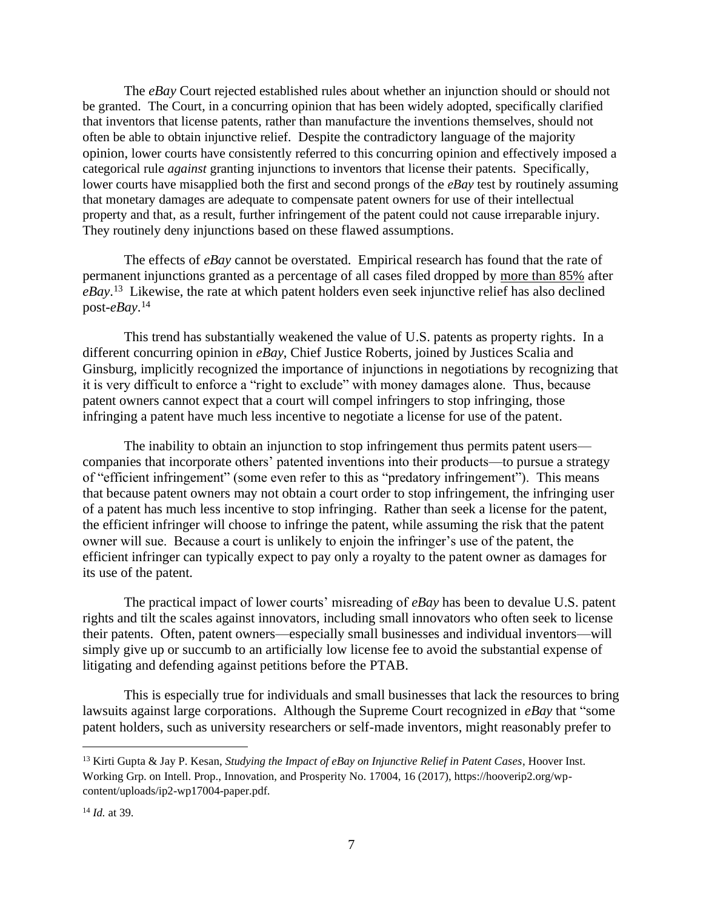The *eBay* Court rejected established rules about whether an injunction should or should not be granted. The Court, in a concurring opinion that has been widely adopted, specifically clarified that inventors that license patents, rather than manufacture the inventions themselves, should not often be able to obtain injunctive relief. Despite the contradictory language of the majority opinion, lower courts have consistently referred to this concurring opinion and effectively imposed a categorical rule *against* granting injunctions to inventors that license their patents. Specifically, lower courts have misapplied both the first and second prongs of the *eBay* test by routinely assuming that monetary damages are adequate to compensate patent owners for use of their intellectual property and that, as a result, further infringement of the patent could not cause irreparable injury. They routinely deny injunctions based on these flawed assumptions.

The effects of *eBay* cannot be overstated. Empirical research has found that the rate of permanent injunctions granted as a percentage of all cases filed dropped by <u>more than 85%</u> after *eBay*.[13] Likewise, the rate at which patent holders even seek injunctive relief has also declined post-*eBay*.[14]

This trend has substantially weakened the value of U.S. patents as property rights. In a different concurring opinion in *eBay*, Chief Justice Roberts, joined by Justices Scalia and Ginsburg, implicitly recognized the importance of injunctions in negotiations by recognizing that it is very difficult to enforce a "right to exclude" with money damages alone. Thus, because patent owners cannot expect that a court will compel infringers to stop infringing, those infringing a patent have much less incentive to negotiate a license for use of the patent.

The inability to obtain an injunction to stop infringement thus permits patent users—companies that incorporate others' patented inventions into their products—to pursue a strategy of "efficient infringement" (some even refer to this as "predatory infringement"). This means that because patent owners may not obtain a court order to stop infringement, the infringing user of a patent has much less incentive to stop infringing. Rather than seek a license for the patent, the efficient infringer will choose to infringe the patent, while assuming the risk that the patent owner will sue. Because a court is unlikely to enjoin the infringer's use of the patent, the efficient infringer can typically expect to pay only a royalty to the patent owner as damages for its use of the patent.

The practical impact of lower courts' misreading of *eBay* has been to devalue U.S. patent rights and tilt the scales against innovators, including small innovators who often seek to license their patents. Often, patent owners—especially small businesses and individual inventors—will simply give up or succumb to an artificially low license fee to avoid the substantial expense of litigating and defending against petitions before the PTAB.

This is especially true for individuals and small businesses that lack the resources to bring lawsuits against large corporations. Although the Supreme Court recognized in *eBay* that "some patent holders, such as university researchers or self-made inventors, might reasonably prefer to

---

[13] Kirti Gupta & Jay P. Kesan, *Studying the Impact of eBay on Injunctive Relief in Patent Cases*, Hoover Inst. Working Grp. on Intell. Prop., Innovation, and Prosperity No. 17004, 16 (2017), https://hooverip2.org/wp-content/uploads/ip2-wp17004-paper.pdf.

[14] *Id.* at 39.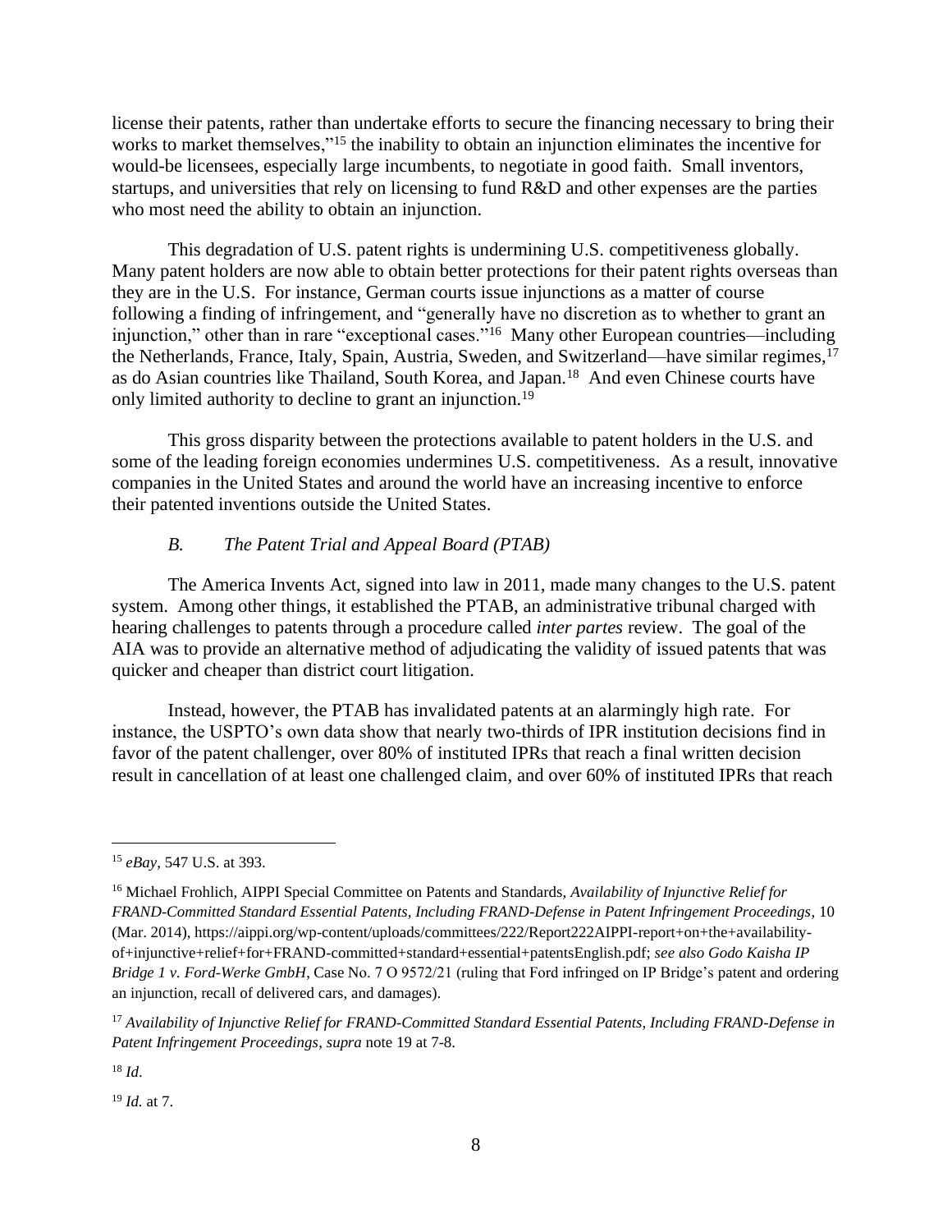license their patents, rather than undertake efforts to secure the financing necessary to bring their works to market themselves,"[15] the inability to obtain an injunction eliminates the incentive for would-be licensees, especially large incumbents, to negotiate in good faith. Small inventors, startups, and universities that rely on licensing to fund R&D and other expenses are the parties who most need the ability to obtain an injunction.

This degradation of U.S. patent rights is undermining U.S. competitiveness globally. Many patent holders are now able to obtain better protections for their patent rights overseas than they are in the U.S. For instance, German courts issue injunctions as a matter of course following a finding of infringement, and "generally have no discretion as to whether to grant an injunction," other than in rare "exceptional cases."[16] Many other European countries—including the Netherlands, France, Italy, Spain, Austria, Sweden, and Switzerland—have similar regimes,[17] as do Asian countries like Thailand, South Korea, and Japan.[18] And even Chinese courts have only limited authority to decline to grant an injunction.[19]

This gross disparity between the protections available to patent holders in the U.S. and some of the leading foreign economies undermines U.S. competitiveness. As a result, innovative companies in the United States and around the world have an increasing incentive to enforce their patented inventions outside the United States.

### *B. The Patent Trial and Appeal Board (PTAB)*

The America Invents Act, signed into law in 2011, made many changes to the U.S. patent system. Among other things, it established the PTAB, an administrative tribunal charged with hearing challenges to patents through a procedure called *inter partes* review. The goal of the AIA was to provide an alternative method of adjudicating the validity of issued patents that was quicker and cheaper than district court litigation.

Instead, however, the PTAB has invalidated patents at an alarmingly high rate. For instance, the USPTO's own data show that nearly two-thirds of IPR institution decisions find in favor of the patent challenger, over 80% of instituted IPRs that reach a final written decision result in cancellation of at least one challenged claim, and over 60% of instituted IPRs that reach

---

[15] *eBay*, 547 U.S. at 393.

[16] Michael Frohlich, AIPPI Special Committee on Patents and Standards, *Availability of Injunctive Relief for FRAND-Committed Standard Essential Patents, Including FRAND-Defense in Patent Infringement Proceedings*, 10 (Mar. 2014), https://aippi.org/wp-content/uploads/committees/222/Report222AIPPI-report+on+the+availability-of+injunctive+relief+for+FRAND-committed+standard+essential+patentsEnglish.pdf; *see also Godo Kaisha IP Bridge 1 v. Ford-Werke GmbH*, Case No. 7 O 9572/21 (ruling that Ford infringed on IP Bridge's patent and ordering an injunction, recall of delivered cars, and damages).

[17] *Availability of Injunctive Relief for FRAND-Committed Standard Essential Patents, Including FRAND-Defense in Patent Infringement Proceedings*, *supra* note 19 at 7-8.

[18] *Id*.

[19] *Id.* at 7.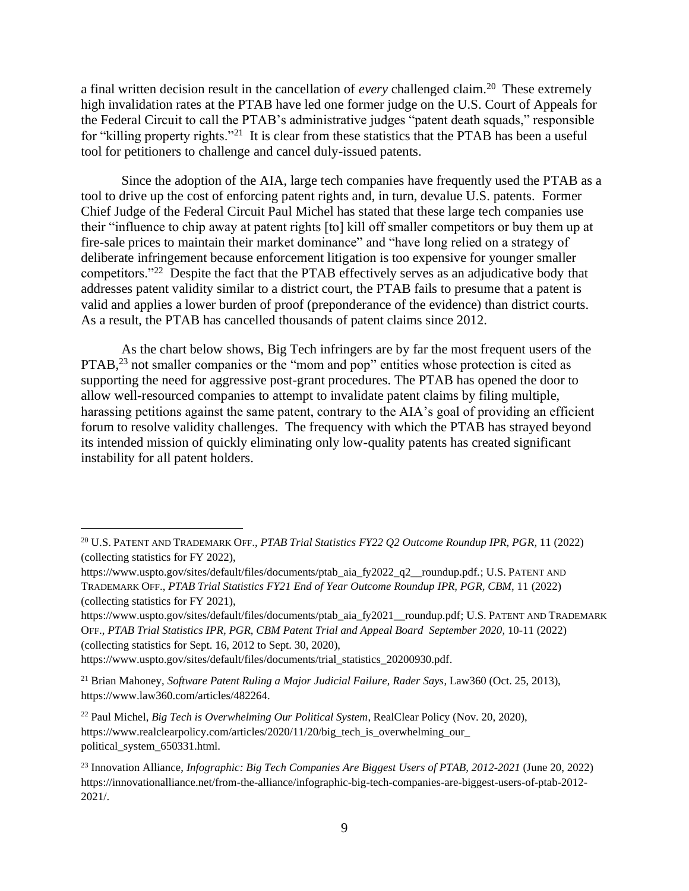a final written decision result in the cancellation of *every* challenged claim.[20] These extremely high invalidation rates at the PTAB have led one former judge on the U.S. Court of Appeals for the Federal Circuit to call the PTAB's administrative judges "patent death squads," responsible for "killing property rights."[21] It is clear from these statistics that the PTAB has been a useful tool for petitioners to challenge and cancel duly-issued patents.

Since the adoption of the AIA, large tech companies have frequently used the PTAB as a tool to drive up the cost of enforcing patent rights and, in turn, devalue U.S. patents. Former Chief Judge of the Federal Circuit Paul Michel has stated that these large tech companies use their "influence to chip away at patent rights [to] kill off smaller competitors or buy them up at fire-sale prices to maintain their market dominance" and "have long relied on a strategy of deliberate infringement because enforcement litigation is too expensive for younger smaller competitors."[22] Despite the fact that the PTAB effectively serves as an adjudicative body that addresses patent validity similar to a district court, the PTAB fails to presume that a patent is valid and applies a lower burden of proof (preponderance of the evidence) than district courts. As a result, the PTAB has cancelled thousands of patent claims since 2012.

As the chart below shows, Big Tech infringers are by far the most frequent users of the PTAB,[23] not smaller companies or the "mom and pop" entities whose protection is cited as supporting the need for aggressive post-grant procedures. The PTAB has opened the door to allow well-resourced companies to attempt to invalidate patent claims by filing multiple, harassing petitions against the same patent, contrary to the AIA's goal of providing an efficient forum to resolve validity challenges. The frequency with which the PTAB has strayed beyond its intended mission of quickly eliminating only low-quality patents has created significant instability for all patent holders.

---

[20] U.S. PATENT AND TRADEMARK OFF., *PTAB Trial Statistics FY22 Q2 Outcome Roundup IPR, PGR*, 11 (2022) (collecting statistics for FY 2022), https://www.uspto.gov/sites/default/files/documents/ptab_aia_fy2022_q2__roundup.pdf.; U.S. PATENT AND TRADEMARK OFF., *PTAB Trial Statistics FY21 End of Year Outcome Roundup IPR, PGR, CBM*, 11 (2022) (collecting statistics for FY 2021), https://www.uspto.gov/sites/default/files/documents/ptab_aia_fy2021__roundup.pdf; U.S. PATENT AND TRADEMARK OFF., *PTAB Trial Statistics IPR, PGR, CBM Patent Trial and Appeal Board September 2020*, 10-11 (2022) (collecting statistics for Sept. 16, 2012 to Sept. 30, 2020), https://www.uspto.gov/sites/default/files/documents/trial_statistics_20200930.pdf.

[21] Brian Mahoney, *Software Patent Ruling a Major Judicial Failure, Rader Says*, Law360 (Oct. 25, 2013), https://www.law360.com/articles/482264.

[22] Paul Michel, *Big Tech is Overwhelming Our Political System*, RealClear Policy (Nov. 20, 2020), https://www.realclearpolicy.com/articles/2020/11/20/big_tech_is_overwhelming_our_political_system_650331.html.

[23] Innovation Alliance, *Infographic: Big Tech Companies Are Biggest Users of PTAB, 2012-2021* (June 20, 2022) https://innovationalliance.net/from-the-alliance/infographic-big-tech-companies-are-biggest-users-of-ptab-2012-2021/.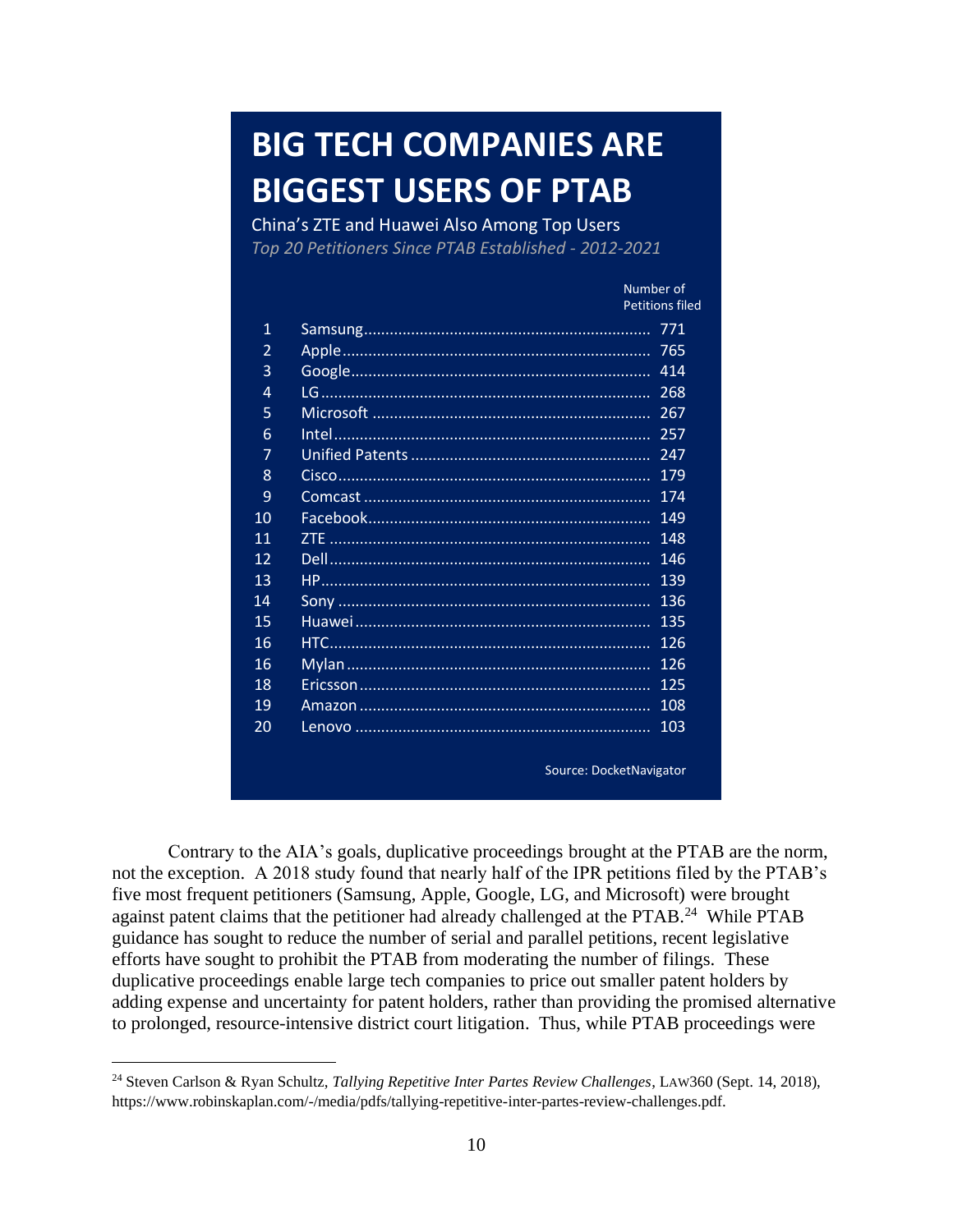## BIG TECH COMPANIES ARE BIGGEST USERS OF PTAB

China's ZTE and Huawei Also Among Top Users

*Top 20 Petitioners Since PTAB Established - 2012-2021*

| | | Number of Petitions filed |
|---|---|---|
| 1 | Samsung | 771 |
| 2 | Apple | 765 |
| 3 | Google | 414 |
| 4 | LG | 268 |
| 5 | Microsoft | 267 |
| 6 | Intel | 257 |
| 7 | Unified Patents | 247 |
| 8 | Cisco | 179 |
| 9 | Comcast | 174 |
| 10 | Facebook | 149 |
| 11 | ZTE | 148 |
| 12 | Dell | 146 |
| 13 | HP | 139 |
| 14 | Sony | 136 |
| 15 | Huawei | 135 |
| 16 | HTC | 126 |
| 16 | Mylan | 126 |
| 18 | Ericsson | 125 |
| 19 | Amazon | 108 |
| 20 | Lenovo | 103 |

Source: DocketNavigator

Contrary to the AIA's goals, duplicative proceedings brought at the PTAB are the norm, not the exception. A 2018 study found that nearly half of the IPR petitions filed by the PTAB's five most frequent petitioners (Samsung, Apple, Google, LG, and Microsoft) were brought against patent claims that the petitioner had already challenged at the PTAB.[24] While PTAB guidance has sought to reduce the number of serial and parallel petitions, recent legislative efforts have sought to prohibit the PTAB from moderating the number of filings. These duplicative proceedings enable large tech companies to price out smaller patent holders by adding expense and uncertainty for patent holders, rather than providing the promised alternative to prolonged, resource-intensive district court litigation. Thus, while PTAB proceedings were

[24] Steven Carlson & Ryan Schultz, *Tallying Repetitive Inter Partes Review Challenges*, LAW360 (Sept. 14, 2018), https://www.robinskaplan.com/-/media/pdfs/tallying-repetitive-inter-partes-review-challenges.pdf.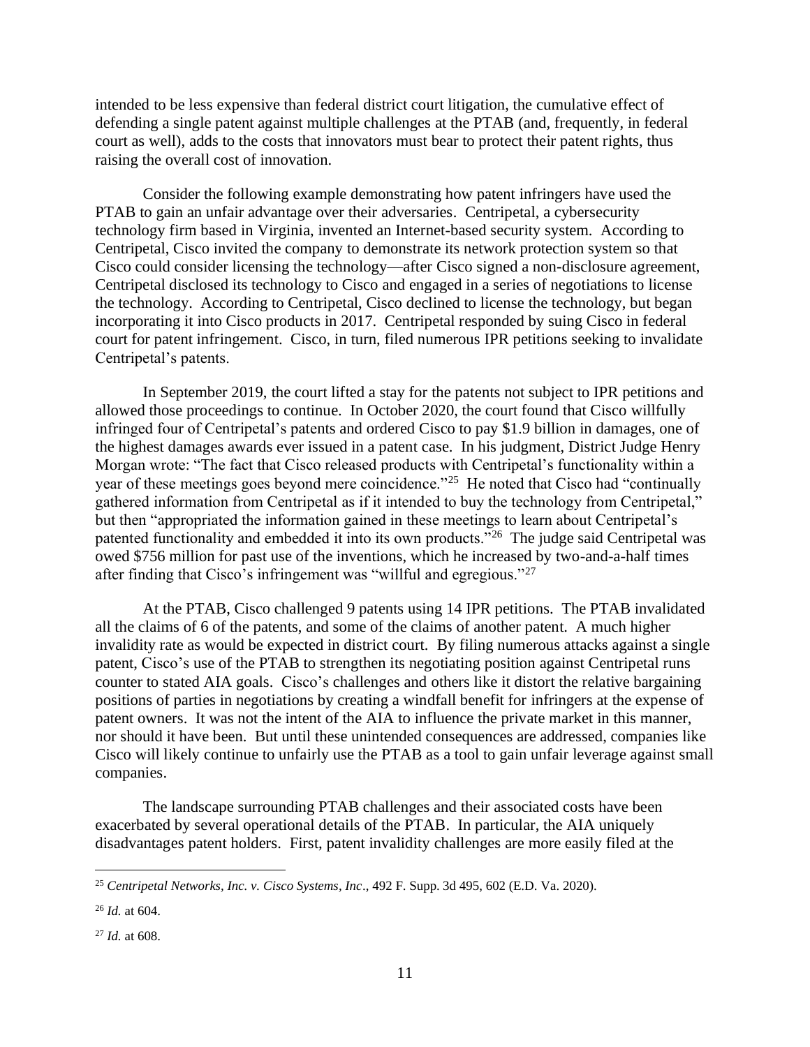intended to be less expensive than federal district court litigation, the cumulative effect of defending a single patent against multiple challenges at the PTAB (and, frequently, in federal court as well), adds to the costs that innovators must bear to protect their patent rights, thus raising the overall cost of innovation.

Consider the following example demonstrating how patent infringers have used the PTAB to gain an unfair advantage over their adversaries. Centripetal, a cybersecurity technology firm based in Virginia, invented an Internet-based security system. According to Centripetal, Cisco invited the company to demonstrate its network protection system so that Cisco could consider licensing the technology—after Cisco signed a non-disclosure agreement, Centripetal disclosed its technology to Cisco and engaged in a series of negotiations to license the technology. According to Centripetal, Cisco declined to license the technology, but began incorporating it into Cisco products in 2017. Centripetal responded by suing Cisco in federal court for patent infringement. Cisco, in turn, filed numerous IPR petitions seeking to invalidate Centripetal's patents.

In September 2019, the court lifted a stay for the patents not subject to IPR petitions and allowed those proceedings to continue. In October 2020, the court found that Cisco willfully infringed four of Centripetal's patents and ordered Cisco to pay $1.9 billion in damages, one of the highest damages awards ever issued in a patent case. In his judgment, District Judge Henry Morgan wrote: "The fact that Cisco released products with Centripetal's functionality within a year of these meetings goes beyond mere coincidence."[25] He noted that Cisco had "continually gathered information from Centripetal as if it intended to buy the technology from Centripetal," but then "appropriated the information gained in these meetings to learn about Centripetal's patented functionality and embedded it into its own products."[26] The judge said Centripetal was owed $756 million for past use of the inventions, which he increased by two-and-a-half times after finding that Cisco's infringement was "willful and egregious."[27]

At the PTAB, Cisco challenged 9 patents using 14 IPR petitions. The PTAB invalidated all the claims of 6 of the patents, and some of the claims of another patent. A much higher invalidity rate as would be expected in district court. By filing numerous attacks against a single patent, Cisco's use of the PTAB to strengthen its negotiating position against Centripetal runs counter to stated AIA goals. Cisco's challenges and others like it distort the relative bargaining positions of parties in negotiations by creating a windfall benefit for infringers at the expense of patent owners. It was not the intent of the AIA to influence the private market in this manner, nor should it have been. But until these unintended consequences are addressed, companies like Cisco will likely continue to unfairly use the PTAB as a tool to gain unfair leverage against small companies.

The landscape surrounding PTAB challenges and their associated costs have been exacerbated by several operational details of the PTAB. In particular, the AIA uniquely disadvantages patent holders. First, patent invalidity challenges are more easily filed at the

---

[25] *Centripetal Networks, Inc. v. Cisco Systems, Inc*., 492 F. Supp. 3d 495, 602 (E.D. Va. 2020).

[26] *Id.* at 604.

[27] *Id.* at 608.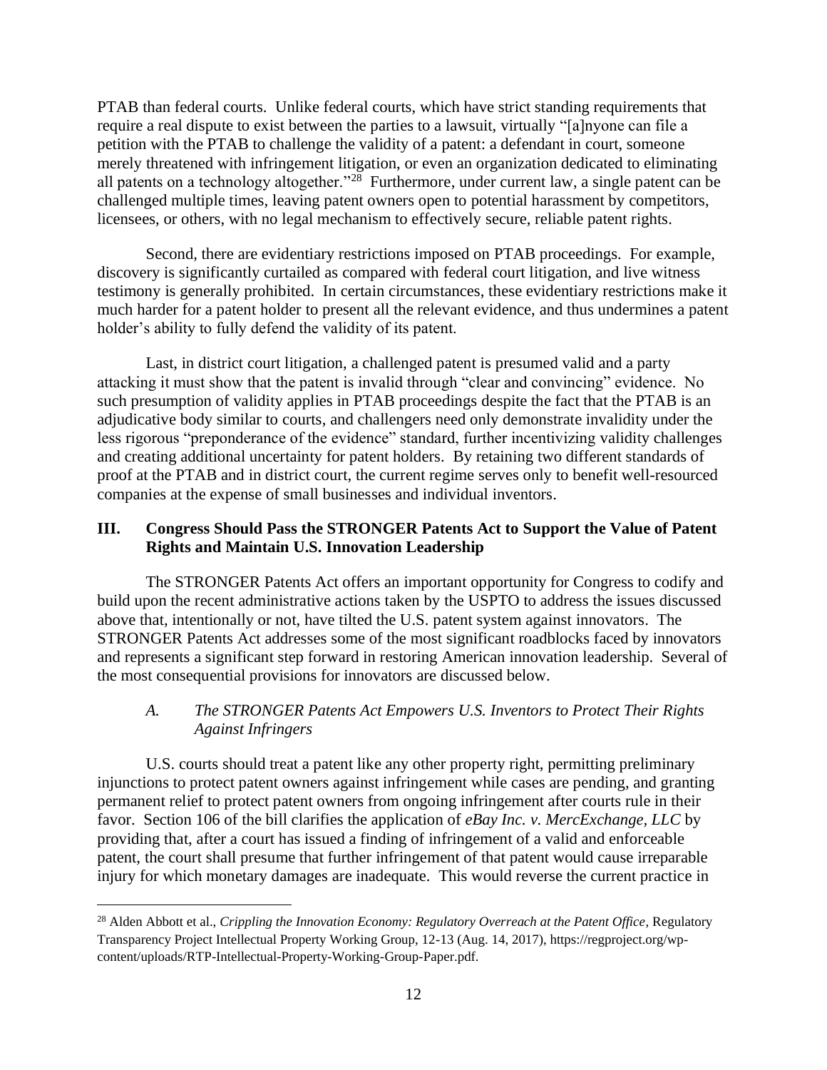PTAB than federal courts. Unlike federal courts, which have strict standing requirements that require a real dispute to exist between the parties to a lawsuit, virtually "[a]nyone can file a petition with the PTAB to challenge the validity of a patent: a defendant in court, someone merely threatened with infringement litigation, or even an organization dedicated to eliminating all patents on a technology altogether."[28] Furthermore, under current law, a single patent can be challenged multiple times, leaving patent owners open to potential harassment by competitors, licensees, or others, with no legal mechanism to effectively secure, reliable patent rights.

Second, there are evidentiary restrictions imposed on PTAB proceedings. For example, discovery is significantly curtailed as compared with federal court litigation, and live witness testimony is generally prohibited. In certain circumstances, these evidentiary restrictions make it much harder for a patent holder to present all the relevant evidence, and thus undermines a patent holder's ability to fully defend the validity of its patent.

Last, in district court litigation, a challenged patent is presumed valid and a party attacking it must show that the patent is invalid through "clear and convincing" evidence. No such presumption of validity applies in PTAB proceedings despite the fact that the PTAB is an adjudicative body similar to courts, and challengers need only demonstrate invalidity under the less rigorous "preponderance of the evidence" standard, further incentivizing validity challenges and creating additional uncertainty for patent holders. By retaining two different standards of proof at the PTAB and in district court, the current regime serves only to benefit well-resourced companies at the expense of small businesses and individual inventors.

## III. Congress Should Pass the STRONGER Patents Act to Support the Value of Patent Rights and Maintain U.S. Innovation Leadership

The STRONGER Patents Act offers an important opportunity for Congress to codify and build upon the recent administrative actions taken by the USPTO to address the issues discussed above that, intentionally or not, have tilted the U.S. patent system against innovators. The STRONGER Patents Act addresses some of the most significant roadblocks faced by innovators and represents a significant step forward in restoring American innovation leadership. Several of the most consequential provisions for innovators are discussed below.

### *A. The STRONGER Patents Act Empowers U.S. Inventors to Protect Their Rights Against Infringers*

U.S. courts should treat a patent like any other property right, permitting preliminary injunctions to protect patent owners against infringement while cases are pending, and granting permanent relief to protect patent owners from ongoing infringement after courts rule in their favor. Section 106 of the bill clarifies the application of *eBay Inc. v. MercExchange, LLC* by providing that, after a court has issued a finding of infringement of a valid and enforceable patent, the court shall presume that further infringement of that patent would cause irreparable injury for which monetary damages are inadequate. This would reverse the current practice in

---

[28] Alden Abbott et al., *Crippling the Innovation Economy: Regulatory Overreach at the Patent Office*, Regulatory Transparency Project Intellectual Property Working Group, 12-13 (Aug. 14, 2017), https://regproject.org/wp-content/uploads/RTP-Intellectual-Property-Working-Group-Paper.pdf.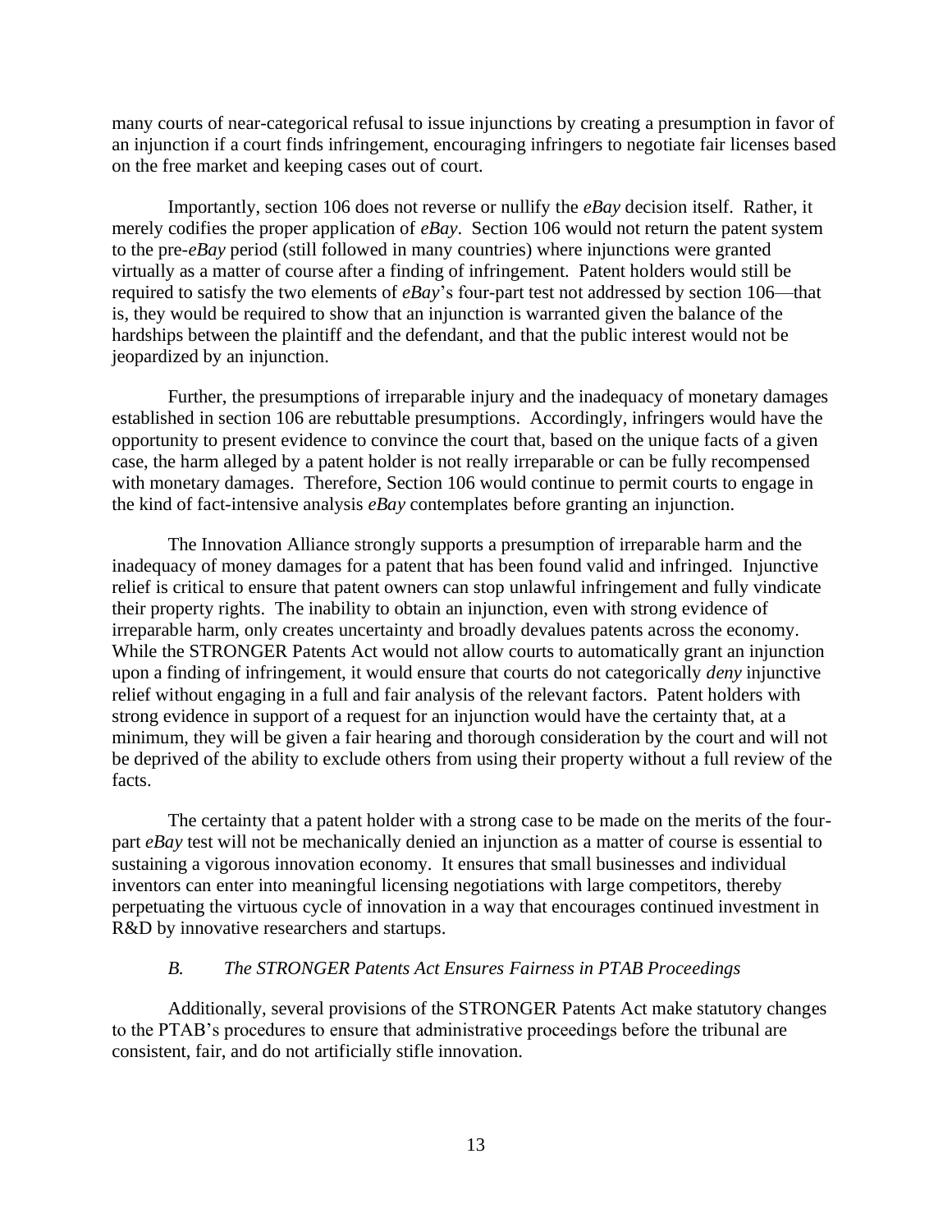many courts of near-categorical refusal to issue injunctions by creating a presumption in favor of an injunction if a court finds infringement, encouraging infringers to negotiate fair licenses based on the free market and keeping cases out of court.

Importantly, section 106 does not reverse or nullify the *eBay* decision itself. Rather, it merely codifies the proper application of *eBay*. Section 106 would not return the patent system to the pre-*eBay* period (still followed in many countries) where injunctions were granted virtually as a matter of course after a finding of infringement. Patent holders would still be required to satisfy the two elements of *eBay*'s four-part test not addressed by section 106—that is, they would be required to show that an injunction is warranted given the balance of the hardships between the plaintiff and the defendant, and that the public interest would not be jeopardized by an injunction.

Further, the presumptions of irreparable injury and the inadequacy of monetary damages established in section 106 are rebuttable presumptions. Accordingly, infringers would have the opportunity to present evidence to convince the court that, based on the unique facts of a given case, the harm alleged by a patent holder is not really irreparable or can be fully recompensed with monetary damages. Therefore, Section 106 would continue to permit courts to engage in the kind of fact-intensive analysis *eBay* contemplates before granting an injunction.

The Innovation Alliance strongly supports a presumption of irreparable harm and the inadequacy of money damages for a patent that has been found valid and infringed. Injunctive relief is critical to ensure that patent owners can stop unlawful infringement and fully vindicate their property rights. The inability to obtain an injunction, even with strong evidence of irreparable harm, only creates uncertainty and broadly devalues patents across the economy. While the STRONGER Patents Act would not allow courts to automatically grant an injunction upon a finding of infringement, it would ensure that courts do not categorically *deny* injunctive relief without engaging in a full and fair analysis of the relevant factors. Patent holders with strong evidence in support of a request for an injunction would have the certainty that, at a minimum, they will be given a fair hearing and thorough consideration by the court and will not be deprived of the ability to exclude others from using their property without a full review of the facts.

The certainty that a patent holder with a strong case to be made on the merits of the four-part *eBay* test will not be mechanically denied an injunction as a matter of course is essential to sustaining a vigorous innovation economy. It ensures that small businesses and individual inventors can enter into meaningful licensing negotiations with large competitors, thereby perpetuating the virtuous cycle of innovation in a way that encourages continued investment in R&D by innovative researchers and startups.

### *B. The STRONGER Patents Act Ensures Fairness in PTAB Proceedings*

Additionally, several provisions of the STRONGER Patents Act make statutory changes to the PTAB's procedures to ensure that administrative proceedings before the tribunal are consistent, fair, and do not artificially stifle innovation.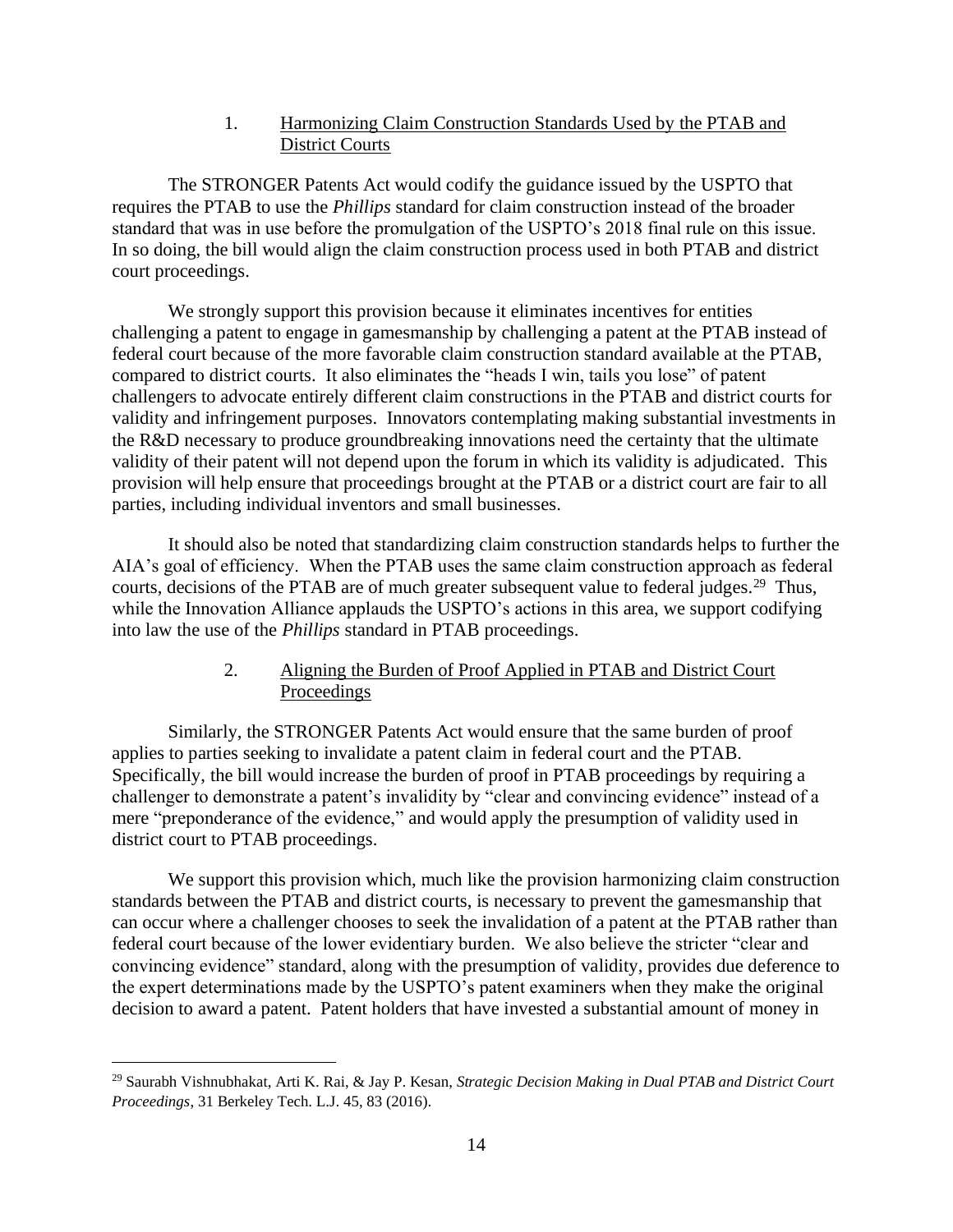### 1. Harmonizing Claim Construction Standards Used by the PTAB and District Courts

The STRONGER Patents Act would codify the guidance issued by the USPTO that requires the PTAB to use the *Phillips* standard for claim construction instead of the broader standard that was in use before the promulgation of the USPTO's 2018 final rule on this issue. In so doing, the bill would align the claim construction process used in both PTAB and district court proceedings.

We strongly support this provision because it eliminates incentives for entities challenging a patent to engage in gamesmanship by challenging a patent at the PTAB instead of federal court because of the more favorable claim construction standard available at the PTAB, compared to district courts. It also eliminates the "heads I win, tails you lose" of patent challengers to advocate entirely different claim constructions in the PTAB and district courts for validity and infringement purposes. Innovators contemplating making substantial investments in the R&D necessary to produce groundbreaking innovations need the certainty that the ultimate validity of their patent will not depend upon the forum in which its validity is adjudicated. This provision will help ensure that proceedings brought at the PTAB or a district court are fair to all parties, including individual inventors and small businesses.

It should also be noted that standardizing claim construction standards helps to further the AIA's goal of efficiency. When the PTAB uses the same claim construction approach as federal courts, decisions of the PTAB are of much greater subsequent value to federal judges.[29] Thus, while the Innovation Alliance applauds the USPTO's actions in this area, we support codifying into law the use of the *Phillips* standard in PTAB proceedings.

### 2. Aligning the Burden of Proof Applied in PTAB and District Court Proceedings

Similarly, the STRONGER Patents Act would ensure that the same burden of proof applies to parties seeking to invalidate a patent claim in federal court and the PTAB. Specifically, the bill would increase the burden of proof in PTAB proceedings by requiring a challenger to demonstrate a patent's invalidity by "clear and convincing evidence" instead of a mere "preponderance of the evidence," and would apply the presumption of validity used in district court to PTAB proceedings.

We support this provision which, much like the provision harmonizing claim construction standards between the PTAB and district courts, is necessary to prevent the gamesmanship that can occur where a challenger chooses to seek the invalidation of a patent at the PTAB rather than federal court because of the lower evidentiary burden. We also believe the stricter "clear and convincing evidence" standard, along with the presumption of validity, provides due deference to the expert determinations made by the USPTO's patent examiners when they make the original decision to award a patent. Patent holders that have invested a substantial amount of money in

---

[29] Saurabh Vishnubhakat, Arti K. Rai, & Jay P. Kesan, *Strategic Decision Making in Dual PTAB and District Court Proceedings*, 31 Berkeley Tech. L.J. 45, 83 (2016).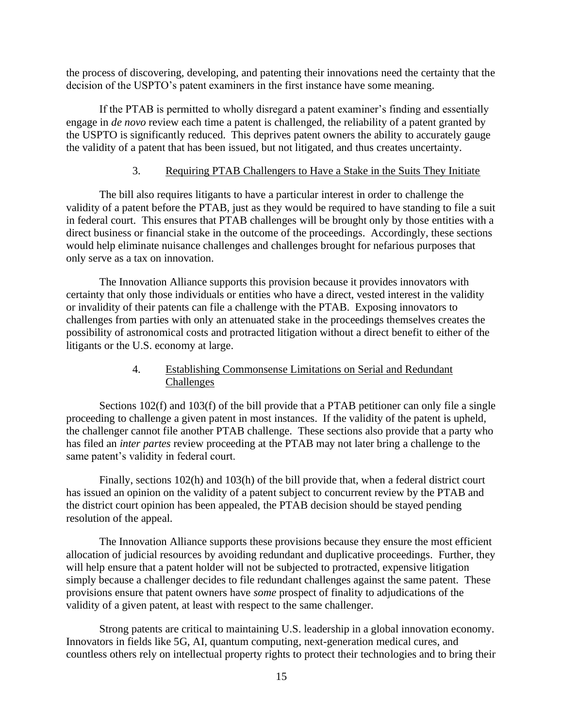the process of discovering, developing, and patenting their innovations need the certainty that the decision of the USPTO's patent examiners in the first instance have some meaning.

If the PTAB is permitted to wholly disregard a patent examiner's finding and essentially engage in *de novo* review each time a patent is challenged, the reliability of a patent granted by the USPTO is significantly reduced. This deprives patent owners the ability to accurately gauge the validity of a patent that has been issued, but not litigated, and thus creates uncertainty.

### 3. Requiring PTAB Challengers to Have a Stake in the Suits They Initiate

The bill also requires litigants to have a particular interest in order to challenge the validity of a patent before the PTAB, just as they would be required to have standing to file a suit in federal court. This ensures that PTAB challenges will be brought only by those entities with a direct business or financial stake in the outcome of the proceedings. Accordingly, these sections would help eliminate nuisance challenges and challenges brought for nefarious purposes that only serve as a tax on innovation.

The Innovation Alliance supports this provision because it provides innovators with certainty that only those individuals or entities who have a direct, vested interest in the validity or invalidity of their patents can file a challenge with the PTAB. Exposing innovators to challenges from parties with only an attenuated stake in the proceedings themselves creates the possibility of astronomical costs and protracted litigation without a direct benefit to either of the litigants or the U.S. economy at large.

### 4. Establishing Commonsense Limitations on Serial and Redundant Challenges

Sections 102(f) and 103(f) of the bill provide that a PTAB petitioner can only file a single proceeding to challenge a given patent in most instances. If the validity of the patent is upheld, the challenger cannot file another PTAB challenge. These sections also provide that a party who has filed an *inter partes* review proceeding at the PTAB may not later bring a challenge to the same patent's validity in federal court.

Finally, sections 102(h) and 103(h) of the bill provide that, when a federal district court has issued an opinion on the validity of a patent subject to concurrent review by the PTAB and the district court opinion has been appealed, the PTAB decision should be stayed pending resolution of the appeal.

The Innovation Alliance supports these provisions because they ensure the most efficient allocation of judicial resources by avoiding redundant and duplicative proceedings. Further, they will help ensure that a patent holder will not be subjected to protracted, expensive litigation simply because a challenger decides to file redundant challenges against the same patent. These provisions ensure that patent owners have *some* prospect of finality to adjudications of the validity of a given patent, at least with respect to the same challenger.

Strong patents are critical to maintaining U.S. leadership in a global innovation economy. Innovators in fields like 5G, AI, quantum computing, next-generation medical cures, and countless others rely on intellectual property rights to protect their technologies and to bring their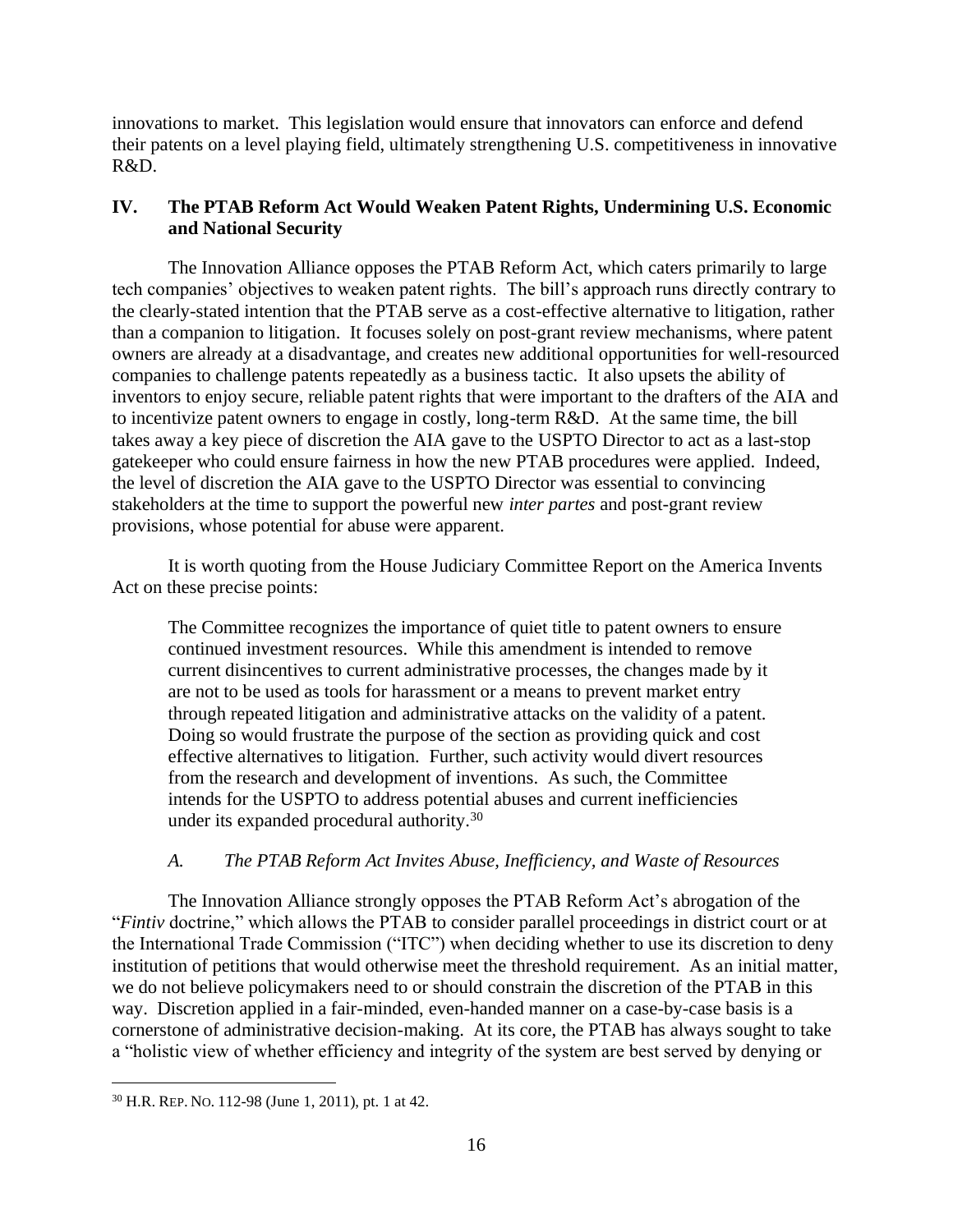innovations to market. This legislation would ensure that innovators can enforce and defend their patents on a level playing field, ultimately strengthening U.S. competitiveness in innovative R&D.

## IV. The PTAB Reform Act Would Weaken Patent Rights, Undermining U.S. Economic and National Security

The Innovation Alliance opposes the PTAB Reform Act, which caters primarily to large tech companies' objectives to weaken patent rights. The bill's approach runs directly contrary to the clearly-stated intention that the PTAB serve as a cost-effective alternative to litigation, rather than a companion to litigation. It focuses solely on post-grant review mechanisms, where patent owners are already at a disadvantage, and creates new additional opportunities for well-resourced companies to challenge patents repeatedly as a business tactic. It also upsets the ability of inventors to enjoy secure, reliable patent rights that were important to the drafters of the AIA and to incentivize patent owners to engage in costly, long-term R&D. At the same time, the bill takes away a key piece of discretion the AIA gave to the USPTO Director to act as a last-stop gatekeeper who could ensure fairness in how the new PTAB procedures were applied. Indeed, the level of discretion the AIA gave to the USPTO Director was essential to convincing stakeholders at the time to support the powerful new *inter partes* and post-grant review provisions, whose potential for abuse were apparent.

It is worth quoting from the House Judiciary Committee Report on the America Invents Act on these precise points:

> The Committee recognizes the importance of quiet title to patent owners to ensure continued investment resources. While this amendment is intended to remove current disincentives to current administrative processes, the changes made by it are not to be used as tools for harassment or a means to prevent market entry through repeated litigation and administrative attacks on the validity of a patent. Doing so would frustrate the purpose of the section as providing quick and cost effective alternatives to litigation. Further, such activity would divert resources from the research and development of inventions. As such, the Committee intends for the USPTO to address potential abuses and current inefficiencies under its expanded procedural authority.[30]

### *A. The PTAB Reform Act Invites Abuse, Inefficiency, and Waste of Resources*

The Innovation Alliance strongly opposes the PTAB Reform Act's abrogation of the "*Fintiv* doctrine," which allows the PTAB to consider parallel proceedings in district court or at the International Trade Commission ("ITC") when deciding whether to use its discretion to deny institution of petitions that would otherwise meet the threshold requirement. As an initial matter, we do not believe policymakers need to or should constrain the discretion of the PTAB in this way. Discretion applied in a fair-minded, even-handed manner on a case-by-case basis is a cornerstone of administrative decision-making. At its core, the PTAB has always sought to take a "holistic view of whether efficiency and integrity of the system are best served by denying or

---

[30] H.R. REP. NO. 112-98 (June 1, 2011), pt. 1 at 42.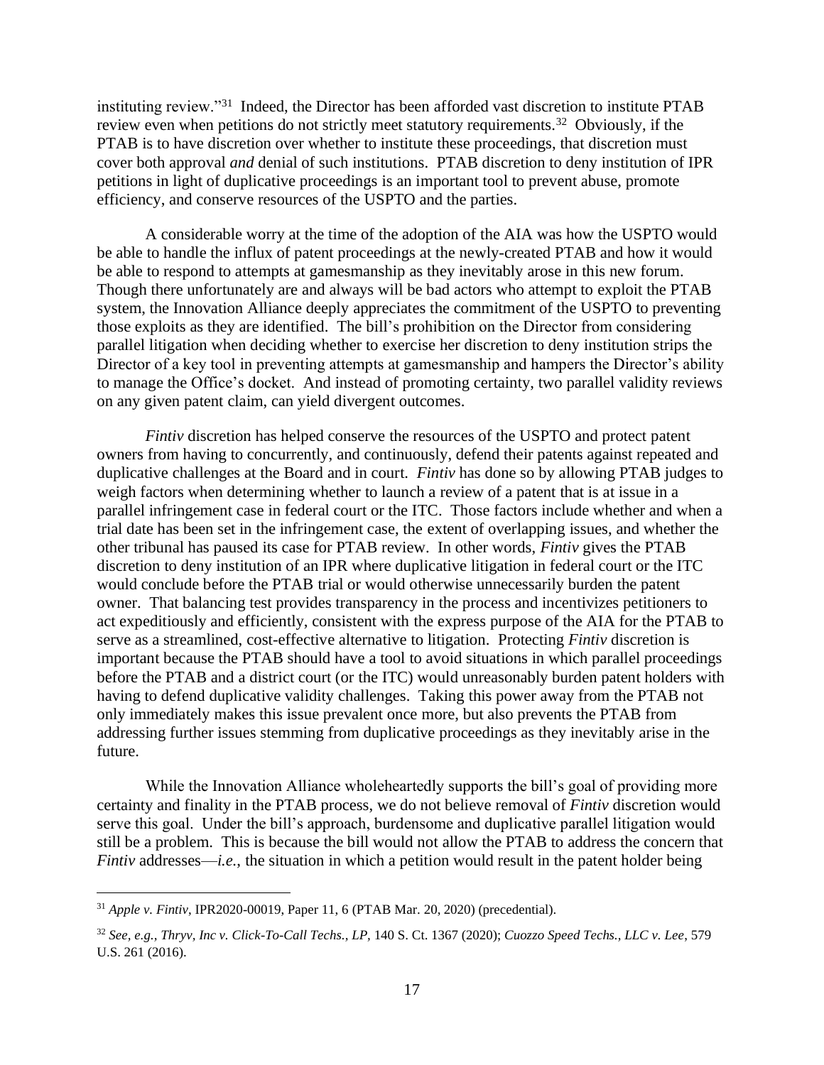instituting review."[31] Indeed, the Director has been afforded vast discretion to institute PTAB review even when petitions do not strictly meet statutory requirements.[32] Obviously, if the PTAB is to have discretion over whether to institute these proceedings, that discretion must cover both approval *and* denial of such institutions. PTAB discretion to deny institution of IPR petitions in light of duplicative proceedings is an important tool to prevent abuse, promote efficiency, and conserve resources of the USPTO and the parties.

A considerable worry at the time of the adoption of the AIA was how the USPTO would be able to handle the influx of patent proceedings at the newly-created PTAB and how it would be able to respond to attempts at gamesmanship as they inevitably arose in this new forum. Though there unfortunately are and always will be bad actors who attempt to exploit the PTAB system, the Innovation Alliance deeply appreciates the commitment of the USPTO to preventing those exploits as they are identified. The bill's prohibition on the Director from considering parallel litigation when deciding whether to exercise her discretion to deny institution strips the Director of a key tool in preventing attempts at gamesmanship and hampers the Director's ability to manage the Office's docket. And instead of promoting certainty, two parallel validity reviews on any given patent claim, can yield divergent outcomes.

*Fintiv* discretion has helped conserve the resources of the USPTO and protect patent owners from having to concurrently, and continuously, defend their patents against repeated and duplicative challenges at the Board and in court. *Fintiv* has done so by allowing PTAB judges to weigh factors when determining whether to launch a review of a patent that is at issue in a parallel infringement case in federal court or the ITC. Those factors include whether and when a trial date has been set in the infringement case, the extent of overlapping issues, and whether the other tribunal has paused its case for PTAB review. In other words, *Fintiv* gives the PTAB discretion to deny institution of an IPR where duplicative litigation in federal court or the ITC would conclude before the PTAB trial or would otherwise unnecessarily burden the patent owner. That balancing test provides transparency in the process and incentivizes petitioners to act expeditiously and efficiently, consistent with the express purpose of the AIA for the PTAB to serve as a streamlined, cost-effective alternative to litigation. Protecting *Fintiv* discretion is important because the PTAB should have a tool to avoid situations in which parallel proceedings before the PTAB and a district court (or the ITC) would unreasonably burden patent holders with having to defend duplicative validity challenges. Taking this power away from the PTAB not only immediately makes this issue prevalent once more, but also prevents the PTAB from addressing further issues stemming from duplicative proceedings as they inevitably arise in the future.

While the Innovation Alliance wholeheartedly supports the bill's goal of providing more certainty and finality in the PTAB process, we do not believe removal of *Fintiv* discretion would serve this goal. Under the bill's approach, burdensome and duplicative parallel litigation would still be a problem. This is because the bill would not allow the PTAB to address the concern that *Fintiv* addresses—*i.e.*, the situation in which a petition would result in the patent holder being

---

[31] *Apple v. Fintiv*, IPR2020-00019, Paper 11, 6 (PTAB Mar. 20, 2020) (precedential).

[32] *See, e.g., Thryv, Inc v. Click-To-Call Techs., LP,* 140 S. Ct. 1367 (2020); *Cuozzo Speed Techs., LLC v. Lee*, 579 U.S. 261 (2016).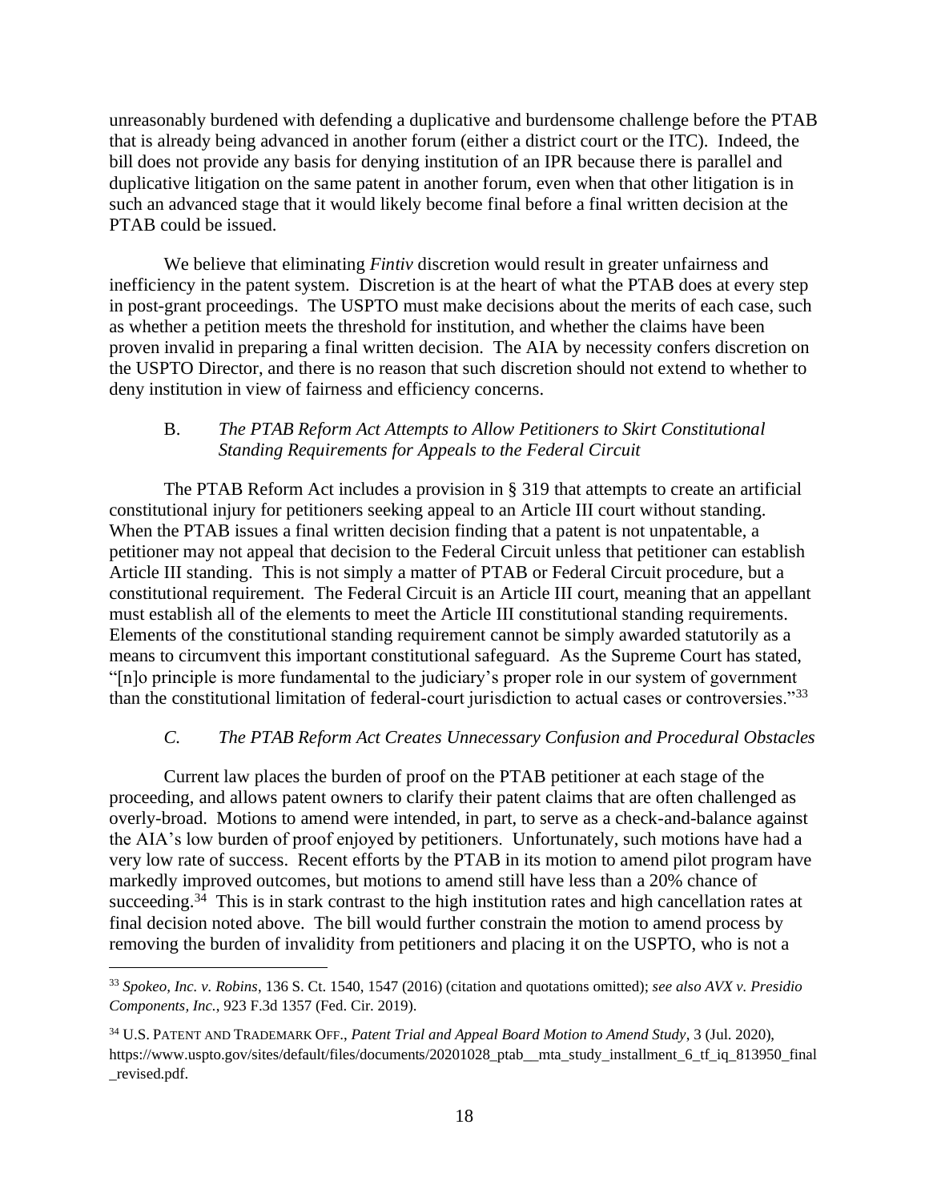unreasonably burdened with defending a duplicative and burdensome challenge before the PTAB that is already being advanced in another forum (either a district court or the ITC). Indeed, the bill does not provide any basis for denying institution of an IPR because there is parallel and duplicative litigation on the same patent in another forum, even when that other litigation is in such an advanced stage that it would likely become final before a final written decision at the PTAB could be issued.

We believe that eliminating *Fintiv* discretion would result in greater unfairness and inefficiency in the patent system. Discretion is at the heart of what the PTAB does at every step in post-grant proceedings. The USPTO must make decisions about the merits of each case, such as whether a petition meets the threshold for institution, and whether the claims have been proven invalid in preparing a final written decision. The AIA by necessity confers discretion on the USPTO Director, and there is no reason that such discretion should not extend to whether to deny institution in view of fairness and efficiency concerns.

### B. *The PTAB Reform Act Attempts to Allow Petitioners to Skirt Constitutional Standing Requirements for Appeals to the Federal Circuit*

The PTAB Reform Act includes a provision in § 319 that attempts to create an artificial constitutional injury for petitioners seeking appeal to an Article III court without standing. When the PTAB issues a final written decision finding that a patent is not unpatentable, a petitioner may not appeal that decision to the Federal Circuit unless that petitioner can establish Article III standing. This is not simply a matter of PTAB or Federal Circuit procedure, but a constitutional requirement. The Federal Circuit is an Article III court, meaning that an appellant must establish all of the elements to meet the Article III constitutional standing requirements. Elements of the constitutional standing requirement cannot be simply awarded statutorily as a means to circumvent this important constitutional safeguard. As the Supreme Court has stated, "[n]o principle is more fundamental to the judiciary's proper role in our system of government than the constitutional limitation of federal-court jurisdiction to actual cases or controversies."[33]

### *C. The PTAB Reform Act Creates Unnecessary Confusion and Procedural Obstacles*

Current law places the burden of proof on the PTAB petitioner at each stage of the proceeding, and allows patent owners to clarify their patent claims that are often challenged as overly-broad. Motions to amend were intended, in part, to serve as a check-and-balance against the AIA's low burden of proof enjoyed by petitioners. Unfortunately, such motions have had a very low rate of success. Recent efforts by the PTAB in its motion to amend pilot program have markedly improved outcomes, but motions to amend still have less than a 20% chance of succeeding.[34] This is in stark contrast to the high institution rates and high cancellation rates at final decision noted above. The bill would further constrain the motion to amend process by removing the burden of invalidity from petitioners and placing it on the USPTO, who is not a

---

[33] *Spokeo, Inc. v. Robins*, 136 S. Ct. 1540, 1547 (2016) (citation and quotations omitted); *see also AVX v. Presidio Components, Inc.*, 923 F.3d 1357 (Fed. Cir. 2019).

[34] U.S. PATENT AND TRADEMARK OFF., *Patent Trial and Appeal Board Motion to Amend Study*, 3 (Jul. 2020), https://www.uspto.gov/sites/default/files/documents/20201028_ptab__mta_study_installment_6_tf_iq_813950_final_revised.pdf.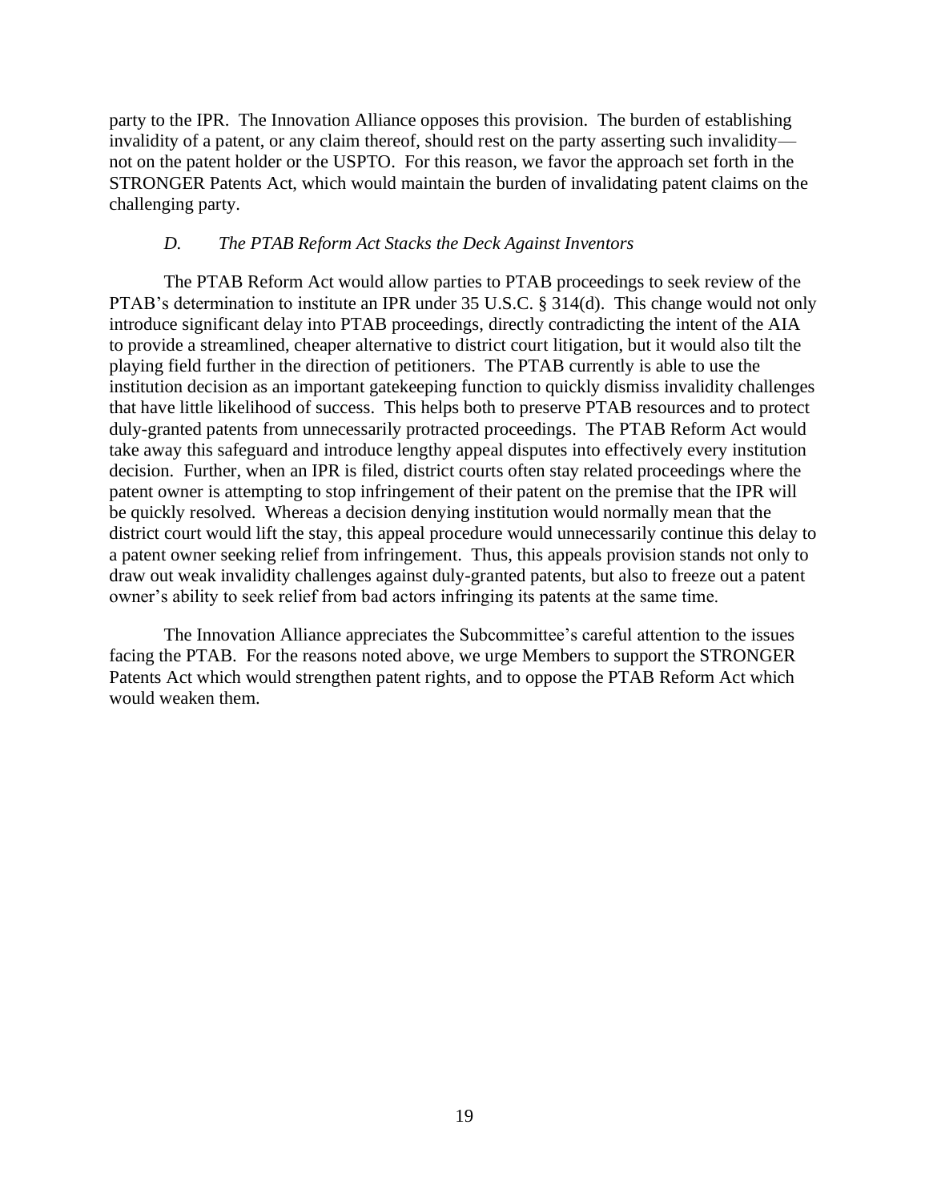party to the IPR. The Innovation Alliance opposes this provision. The burden of establishing invalidity of a patent, or any claim thereof, should rest on the party asserting such invalidity—not on the patent holder or the USPTO. For this reason, we favor the approach set forth in the STRONGER Patents Act, which would maintain the burden of invalidating patent claims on the challenging party.

### *D. The PTAB Reform Act Stacks the Deck Against Inventors*

The PTAB Reform Act would allow parties to PTAB proceedings to seek review of the PTAB's determination to institute an IPR under 35 U.S.C. § 314(d). This change would not only introduce significant delay into PTAB proceedings, directly contradicting the intent of the AIA to provide a streamlined, cheaper alternative to district court litigation, but it would also tilt the playing field further in the direction of petitioners. The PTAB currently is able to use the institution decision as an important gatekeeping function to quickly dismiss invalidity challenges that have little likelihood of success. This helps both to preserve PTAB resources and to protect duly-granted patents from unnecessarily protracted proceedings. The PTAB Reform Act would take away this safeguard and introduce lengthy appeal disputes into effectively every institution decision. Further, when an IPR is filed, district courts often stay related proceedings where the patent owner is attempting to stop infringement of their patent on the premise that the IPR will be quickly resolved. Whereas a decision denying institution would normally mean that the district court would lift the stay, this appeal procedure would unnecessarily continue this delay to a patent owner seeking relief from infringement. Thus, this appeals provision stands not only to draw out weak invalidity challenges against duly-granted patents, but also to freeze out a patent owner's ability to seek relief from bad actors infringing its patents at the same time.

The Innovation Alliance appreciates the Subcommittee's careful attention to the issues facing the PTAB. For the reasons noted above, we urge Members to support the STRONGER Patents Act which would strengthen patent rights, and to oppose the PTAB Reform Act which would weaken them.